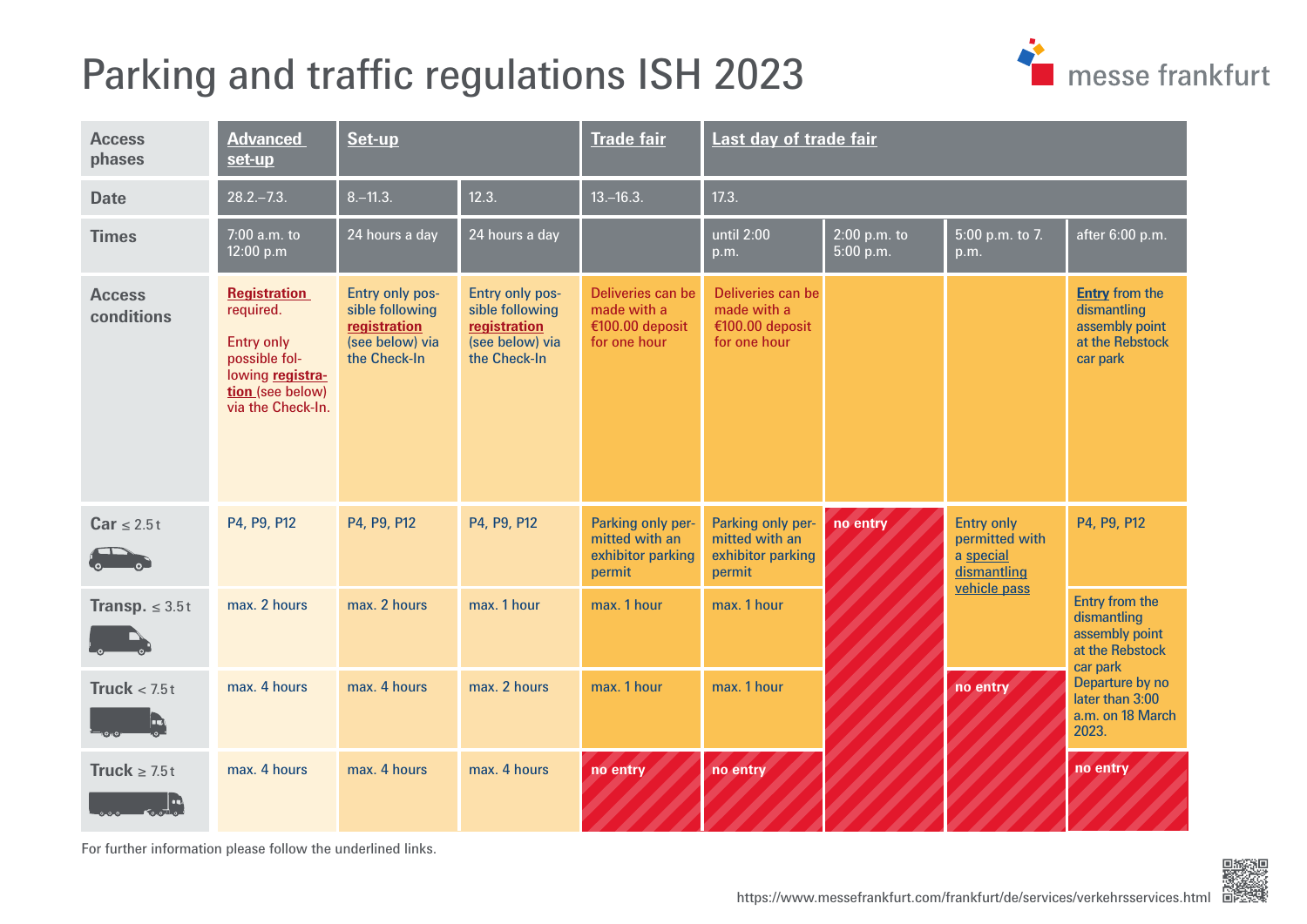# Parking and traffic regulations ISH 2023

| Access phases | Advanced set-up | Set-up | | Trade fair | Last day of trade fair | | | |
|---|---|---|---|---|---|---|---|---|
| **Date** | 28.2.–7.3. | 8.–11.3. | 12.3. | 13.–16.3. | 17.3. | | | |
| **Times** | 7:00 a.m. to 12:00 p.m | 24 hours a day | 24 hours a day | | until 2:00 p.m. | 2:00 p.m. to 5:00 p.m. | 5:00 p.m. to 7. p.m. | after 6:00 p.m. |
| **Access conditions** | Registration required. Entry only possible following registration (see below) via the Check-In. | Entry only possible following registration (see below) via the Check-In | Entry only possible following registration (see below) via the Check-In | Deliveries can be made with a €100.00 deposit for one hour | Deliveries can be made with a €100.00 deposit for one hour | | | Entry from the dismantling assembly point at the Rebstock car park |
| **Car** ≤ 2.5 t | P4, P9, P12 | P4, P9, P12 | P4, P9, P12 | Parking only permitted with an exhibitor parking permit | Parking only permitted with an exhibitor parking permit | no entry | Entry only permitted with a special dismantling vehicle pass | P4, P9, P12 |
| **Transp.** ≤ 3.5 t | max. 2 hours | max. 2 hours | max. 1 hour | max. 1 hour | max. 1 hour | no entry | Entry only permitted with a special dismantling vehicle pass | Entry from the dismantling assembly point at the Rebstock car park Departure by no later than 3:00 a.m. on 18 March 2023. |
| **Truck** < 7.5 t | max. 4 hours | max. 4 hours | max. 2 hours | max. 1 hour | max. 1 hour | no entry | no entry | Entry from the dismantling assembly point at the Rebstock car park Departure by no later than 3:00 a.m. on 18 March 2023. |
| **Truck** ≥ 7.5 t | max. 4 hours | max. 4 hours | max. 4 hours | no entry | no entry | no entry | no entry | no entry |

For further information please follow the underlined links.

https://www.messefrankfurt.com/frankfurt/de/services/verkehrsservices.html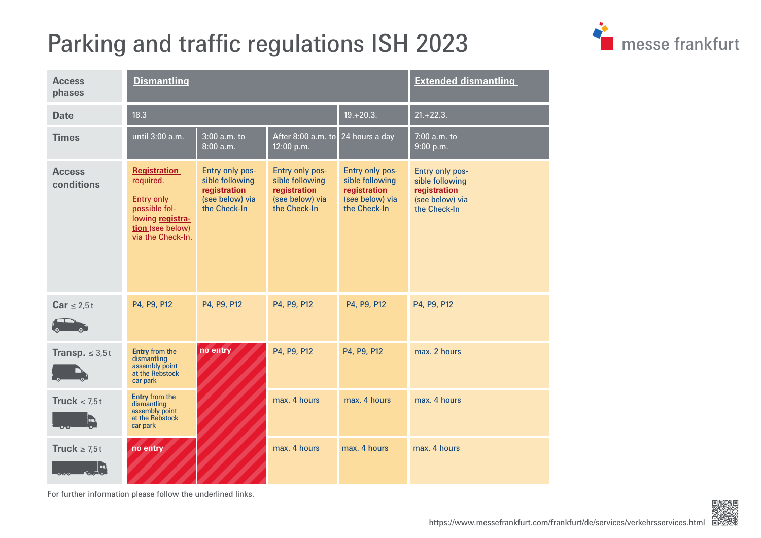# Parking and traffic regulations ISH 2023

| Access phases | Dismantling | | | | Extended dismantling |
|---|---|---|---|---|---|
| Date | 18.3 | | | 19.+20.3. | 21.+22.3. |
| Times | until 3:00 a.m. | 3:00 a.m. to 8:00 a.m. | After 8:00 a.m. to 12:00 p.m. | 24 hours a day | 7:00 a.m. to 9:00 p.m. |
| Access conditions | Registration required. Entry only possible following registration (see below) via the Check-In. | Entry only possible following registration (see below) via the Check-In | Entry only possible following registration (see below) via the Check-In | Entry only possible following registration (see below) via the Check-In | Entry only possible following registration (see below) via the Check-In |
| Car ≤ 2,5 t | P4, P9, P12 | P4, P9, P12 | P4, P9, P12 | P4, P9, P12 | P4, P9, P12 |
| Transp. ≤ 3,5 t | Entry from the dismantling assembly point at the Rebstock car park | no entry | P4, P9, P12 | P4, P9, P12 | max. 2 hours |
| Truck < 7,5 t | Entry from the dismantling assembly point at the Rebstock car park | no entry | max. 4 hours | max. 4 hours | max. 4 hours |
| Truck ≥ 7,5 t | no entry | no entry | max. 4 hours | max. 4 hours | max. 4 hours |

For further information please follow the underlined links.

https://www.messefrankfurt.com/frankfurt/de/services/verkehrsservices.html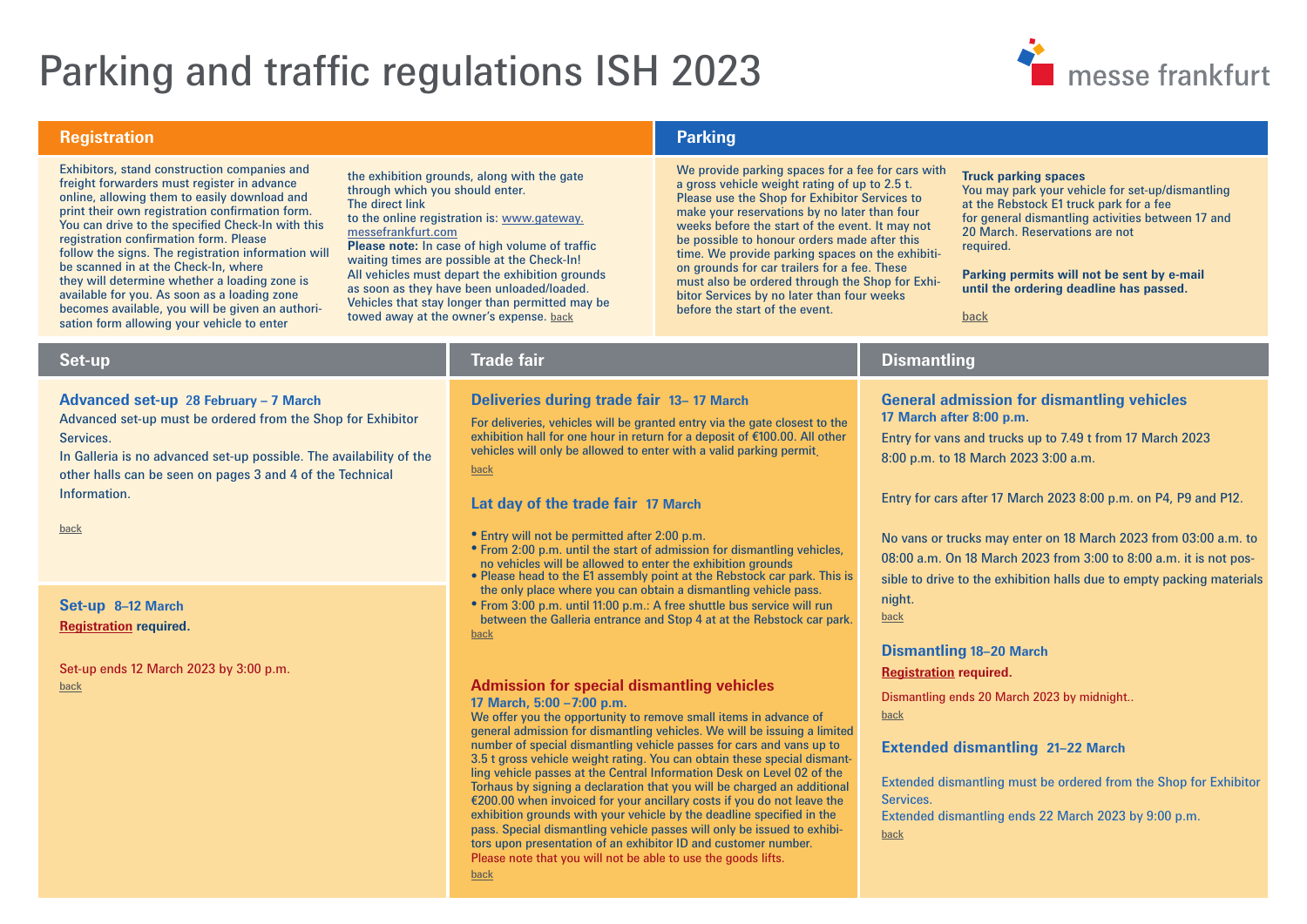# Parking and traffic regulations ISH 2023

## Registration

Exhibitors, stand construction companies and freight forwarders must register in advance online, allowing them to easily download and print their own registration confirmation form. You can drive to the specified Check-In with this registration confirmation form. Please follow the signs. The registration information will be scanned in at the Check-In, where they will determine whether a loading zone is available for you. As soon as a loading zone becomes available, you will be given an authorisation form allowing your vehicle to enter the exhibition grounds, along with the gate through which you should enter.
The direct link
to the online registration is: www.gateway.messefrankfurt.com
**Please note:** In case of high volume of traffic waiting times are possible at the Check-In!
All vehicles must depart the exhibition grounds as soon as they have been unloaded/loaded. Vehicles that stay longer than permitted may be towed away at the owner's expense. back

## Parking

We provide parking spaces for a fee for cars with a gross vehicle weight rating of up to 2.5 t. Please use the Shop for Exhibitor Services to make your reservations by no later than four weeks before the start of the event. It may not be possible to honour orders made after this time. We provide parking spaces on the exhibition grounds for car trailers for a fee. These must also be ordered through the Shop for Exhibitor Services by no later than four weeks before the start of the event.

**Truck parking spaces**
You may park your vehicle for set-up/dismantling at the Rebstock E1 truck park for a fee for general dismantling activities between 17 and 20 March. Reservations are not required.

**Parking permits will not be sent by e-mail until the ordering deadline has passed.**

back

## Set-up

### Advanced set-up 28 February – 7 March

Advanced set-up must be ordered from the Shop for Exhibitor Services.
In Galleria is no advanced set-up possible. The availability of the other halls can be seen on pages 3 and 4 of the Technical Information.

back

### Set-up 8–12 March

**Registration required.**

Set-up ends 12 March 2023 by 3:00 p.m.
back

## Trade fair

### Deliveries during trade fair 13– 17 March

For deliveries, vehicles will be granted entry via the gate closest to the exhibition hall for one hour in return for a deposit of €100.00. All other vehicles will only be allowed to enter with a valid parking permit.
back

### Lat day of the trade fair 17 March

- Entry will not be permitted after 2:00 p.m.
- From 2:00 p.m. until the start of admission for dismantling vehicles, no vehicles will be allowed to enter the exhibition grounds
- Please head to the E1 assembly point at the Rebstock car park. This is the only place where you can obtain a dismantling vehicle pass.
- From 3:00 p.m. until 11:00 p.m.: A free shuttle bus service will run between the Galleria entrance and Stop 4 at at the Rebstock car park.

back

### Admission for special dismantling vehicles

**17 March, 5:00 –7:00 p.m.**

We offer you the opportunity to remove small items in advance of general admission for dismantling vehicles. We will be issuing a limited number of special dismantling vehicle passes for cars and vans up to 3.5 t gross vehicle weight rating. You can obtain these special dismantling vehicle passes at the Central Information Desk on Level 02 of the Torhaus by signing a declaration that you will be charged an additional €200.00 when invoiced for your ancillary costs if you do not leave the exhibition grounds with your vehicle by the deadline specified in the pass. Special dismantling vehicle passes will only be issued to exhibitors upon presentation of an exhibitor ID and customer number.
Please note that you will not be able to use the goods lifts.
back

## Dismantling

### General admission for dismantling vehicles

**17 March after 8:00 p.m.**

Entry for vans and trucks up to 7.49 t from 17 March 2023 8:00 p.m. to 18 March 2023 3:00 a.m.

Entry for cars after 17 March 2023 8:00 p.m. on P4, P9 and P12.

No vans or trucks may enter on 18 March 2023 from 03:00 a.m. to 08:00 a.m. On 18 March 2023 from 3:00 to 8:00 a.m. it is not possible to drive to the exhibition halls due to empty packing materials night.
back

### Dismantling 18–20 March

**Registration required.**

Dismantling ends 20 March 2023 by midnight..
back

### Extended dismantling 21–22 March

Extended dismantling must be ordered from the Shop for Exhibitor Services.
Extended dismantling ends 22 March 2023 by 9:00 p.m.
back